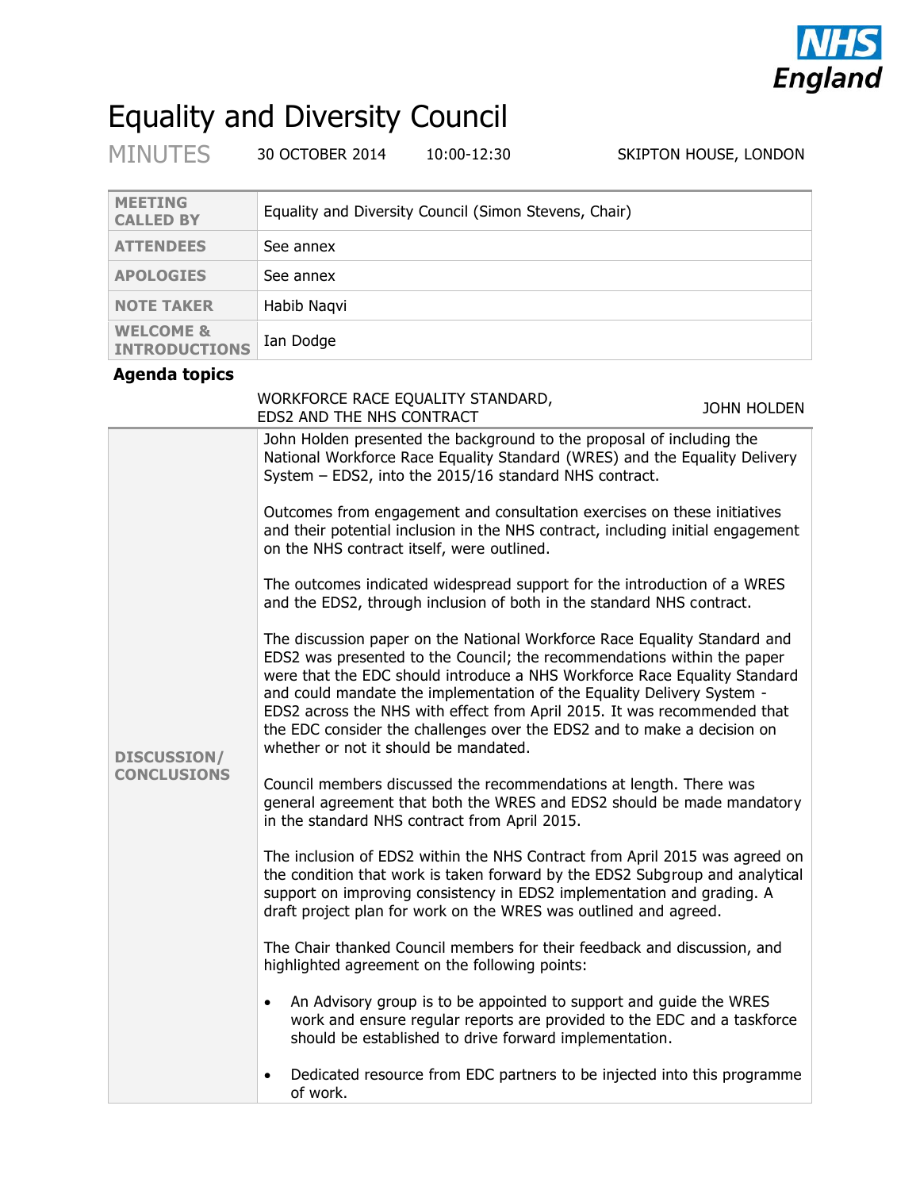# Equality and Diversity Council

MINUTES 30 OCTOBER 2014 10:00-12:30 SKIPTON HOUSE, LONDON

| | |
|---|---|
| **MEETING CALLED BY** | Equality and Diversity Council (Simon Stevens, Chair) |
| **ATTENDEES** | See annex |
| **APOLOGIES** | See annex |
| **NOTE TAKER** | Habib Naqvi |
| **WELCOME & INTRODUCTIONS** | Ian Dodge |

## Agenda topics

### WORKFORCE RACE EQUALITY STANDARD, EDS2 AND THE NHS CONTRACT — JOHN HOLDEN

**DISCUSSION/ CONCLUSIONS**

John Holden presented the background to the proposal of including the National Workforce Race Equality Standard (WRES) and the Equality Delivery System – EDS2, into the 2015/16 standard NHS contract.

Outcomes from engagement and consultation exercises on these initiatives and their potential inclusion in the NHS contract, including initial engagement on the NHS contract itself, were outlined.

The outcomes indicated widespread support for the introduction of a WRES and the EDS2, through inclusion of both in the standard NHS contract.

The discussion paper on the National Workforce Race Equality Standard and EDS2 was presented to the Council; the recommendations within the paper were that the EDC should introduce a NHS Workforce Race Equality Standard and could mandate the implementation of the Equality Delivery System - EDS2 across the NHS with effect from April 2015. It was recommended that the EDC consider the challenges over the EDS2 and to make a decision on whether or not it should be mandated.

Council members discussed the recommendations at length. There was general agreement that both the WRES and EDS2 should be made mandatory in the standard NHS contract from April 2015.

The inclusion of EDS2 within the NHS Contract from April 2015 was agreed on the condition that work is taken forward by the EDS2 Subgroup and analytical support on improving consistency in EDS2 implementation and grading. A draft project plan for work on the WRES was outlined and agreed.

The Chair thanked Council members for their feedback and discussion, and highlighted agreement on the following points:

- An Advisory group is to be appointed to support and guide the WRES work and ensure regular reports are provided to the EDC and a taskforce should be established to drive forward implementation.
- Dedicated resource from EDC partners to be injected into this programme of work.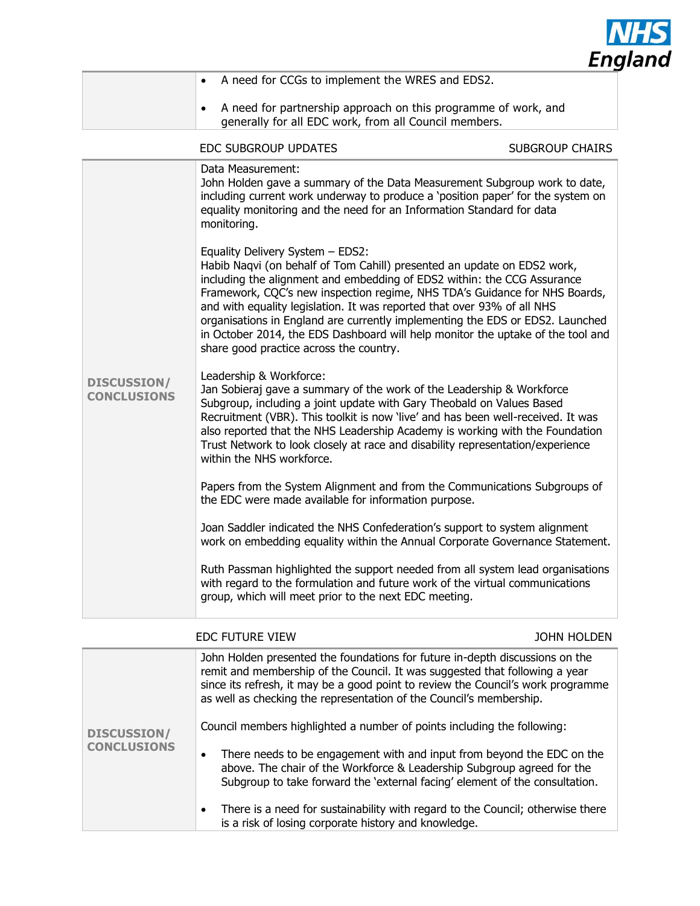| | |
|---|---|
| | • A need for CCGs to implement the WRES and EDS2.<br><br>• A need for partnership approach on this programme of work, and generally for all EDC work, from all Council members. |

EDC SUBGROUP UPDATES — SUBGROUP CHAIRS

| | |
|---|---|
| **DISCUSSION/ CONCLUSIONS** | Data Measurement:<br>John Holden gave a summary of the Data Measurement Subgroup work to date, including current work underway to produce a 'position paper' for the system on equality monitoring and the need for an Information Standard for data monitoring.<br><br>Equality Delivery System – EDS2:<br>Habib Naqvi (on behalf of Tom Cahill) presented an update on EDS2 work, including the alignment and embedding of EDS2 within: the CCG Assurance Framework, CQC's new inspection regime, NHS TDA's Guidance for NHS Boards, and with equality legislation. It was reported that over 93% of all NHS organisations in England are currently implementing the EDS or EDS2. Launched in October 2014, the EDS Dashboard will help monitor the uptake of the tool and share good practice across the country.<br><br>Leadership & Workforce:<br>Jan Sobieraj gave a summary of the work of the Leadership & Workforce Subgroup, including a joint update with Gary Theobald on Values Based Recruitment (VBR). This toolkit is now 'live' and has been well-received. It was also reported that the NHS Leadership Academy is working with the Foundation Trust Network to look closely at race and disability representation/experience within the NHS workforce.<br><br>Papers from the System Alignment and from the Communications Subgroups of the EDC were made available for information purpose.<br><br>Joan Saddler indicated the NHS Confederation's support to system alignment work on embedding equality within the Annual Corporate Governance Statement.<br><br>Ruth Passman highlighted the support needed from all system lead organisations with regard to the formulation and future work of the virtual communications group, which will meet prior to the next EDC meeting. |

EDC FUTURE VIEW — JOHN HOLDEN

| | |
|---|---|
| **DISCUSSION/ CONCLUSIONS** | John Holden presented the foundations for future in-depth discussions on the remit and membership of the Council. It was suggested that following a year since its refresh, it may be a good point to review the Council's work programme as well as checking the representation of the Council's membership.<br><br>Council members highlighted a number of points including the following:<br><br>• There needs to be engagement with and input from beyond the EDC on the above. The chair of the Workforce & Leadership Subgroup agreed for the Subgroup to take forward the 'external facing' element of the consultation.<br><br>• There is a need for sustainability with regard to the Council; otherwise there is a risk of losing corporate history and knowledge. |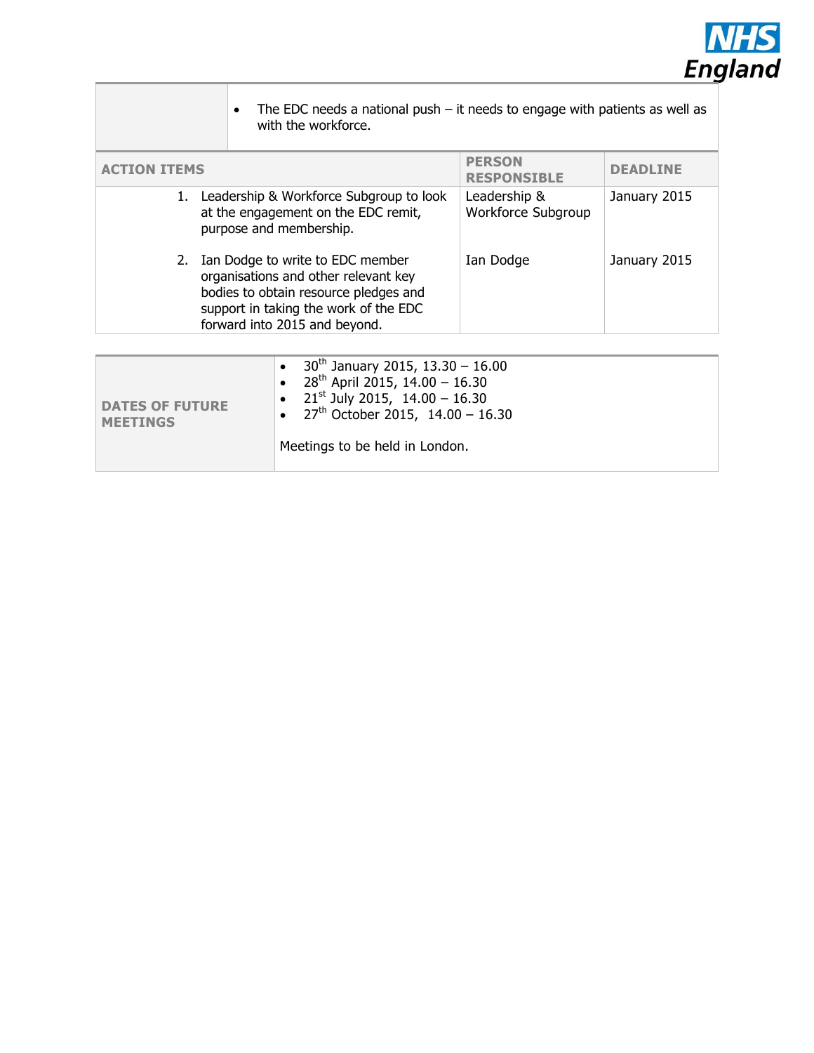| | |
|---|---|
| | • The EDC needs a national push – it needs to engage with patients as well as with the workforce. |

| ACTION ITEMS | PERSON RESPONSIBLE | DEADLINE |
|---|---|---|
| 1. Leadership & Workforce Subgroup to look at the engagement on the EDC remit, purpose and membership. | Leadership & Workforce Subgroup | January 2015 |
| 2. Ian Dodge to write to EDC member organisations and other relevant key bodies to obtain resource pledges and support in taking the work of the EDC forward into 2015 and beyond. | Ian Dodge | January 2015 |

| | |
|---|---|
| **DATES OF FUTURE MEETINGS** | • 30th January 2015, 13.30 – 16.00<br>• 28th April 2015, 14.00 – 16.30<br>• 21st July 2015, 14.00 – 16.30<br>• 27th October 2015, 14.00 – 16.30<br><br>Meetings to be held in London. |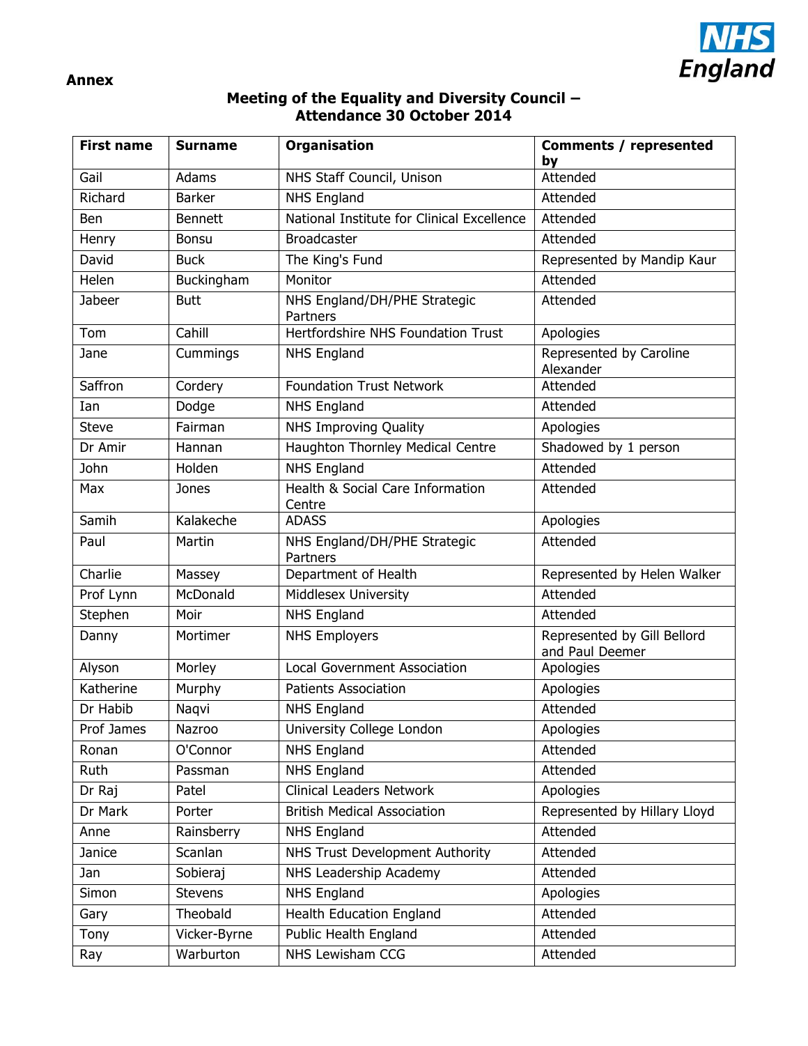**Annex**

**Meeting of the Equality and Diversity Council –
Attendance 30 October 2014**

| First name | Surname | Organisation | Comments / represented by |
|---|---|---|---|
| Gail | Adams | NHS Staff Council, Unison | Attended |
| Richard | Barker | NHS England | Attended |
| Ben | Bennett | National Institute for Clinical Excellence | Attended |
| Henry | Bonsu | Broadcaster | Attended |
| David | Buck | The King's Fund | Represented by Mandip Kaur |
| Helen | Buckingham | Monitor | Attended |
| Jabeer | Butt | NHS England/DH/PHE Strategic Partners | Attended |
| Tom | Cahill | Hertfordshire NHS Foundation Trust | Apologies |
| Jane | Cummings | NHS England | Represented by Caroline Alexander |
| Saffron | Cordery | Foundation Trust Network | Attended |
| Ian | Dodge | NHS England | Attended |
| Steve | Fairman | NHS Improving Quality | Apologies |
| Dr Amir | Hannan | Haughton Thornley Medical Centre | Shadowed by 1 person |
| John | Holden | NHS England | Attended |
| Max | Jones | Health & Social Care Information Centre | Attended |
| Samih | Kalakeche | ADASS | Apologies |
| Paul | Martin | NHS England/DH/PHE Strategic Partners | Attended |
| Charlie | Massey | Department of Health | Represented by Helen Walker |
| Prof Lynn | McDonald | Middlesex University | Attended |
| Stephen | Moir | NHS England | Attended |
| Danny | Mortimer | NHS Employers | Represented by Gill Bellord and Paul Deemer |
| Alyson | Morley | Local Government Association | Apologies |
| Katherine | Murphy | Patients Association | Apologies |
| Dr Habib | Naqvi | NHS England | Attended |
| Prof James | Nazroo | University College London | Apologies |
| Ronan | O'Connor | NHS England | Attended |
| Ruth | Passman | NHS England | Attended |
| Dr Raj | Patel | Clinical Leaders Network | Apologies |
| Dr Mark | Porter | British Medical Association | Represented by Hillary Lloyd |
| Anne | Rainsberry | NHS England | Attended |
| Janice | Scanlan | NHS Trust Development Authority | Attended |
| Jan | Sobieraj | NHS Leadership Academy | Attended |
| Simon | Stevens | NHS England | Apologies |
| Gary | Theobald | Health Education England | Attended |
| Tony | Vicker-Byrne | Public Health England | Attended |
| Ray | Warburton | NHS Lewisham CCG | Attended |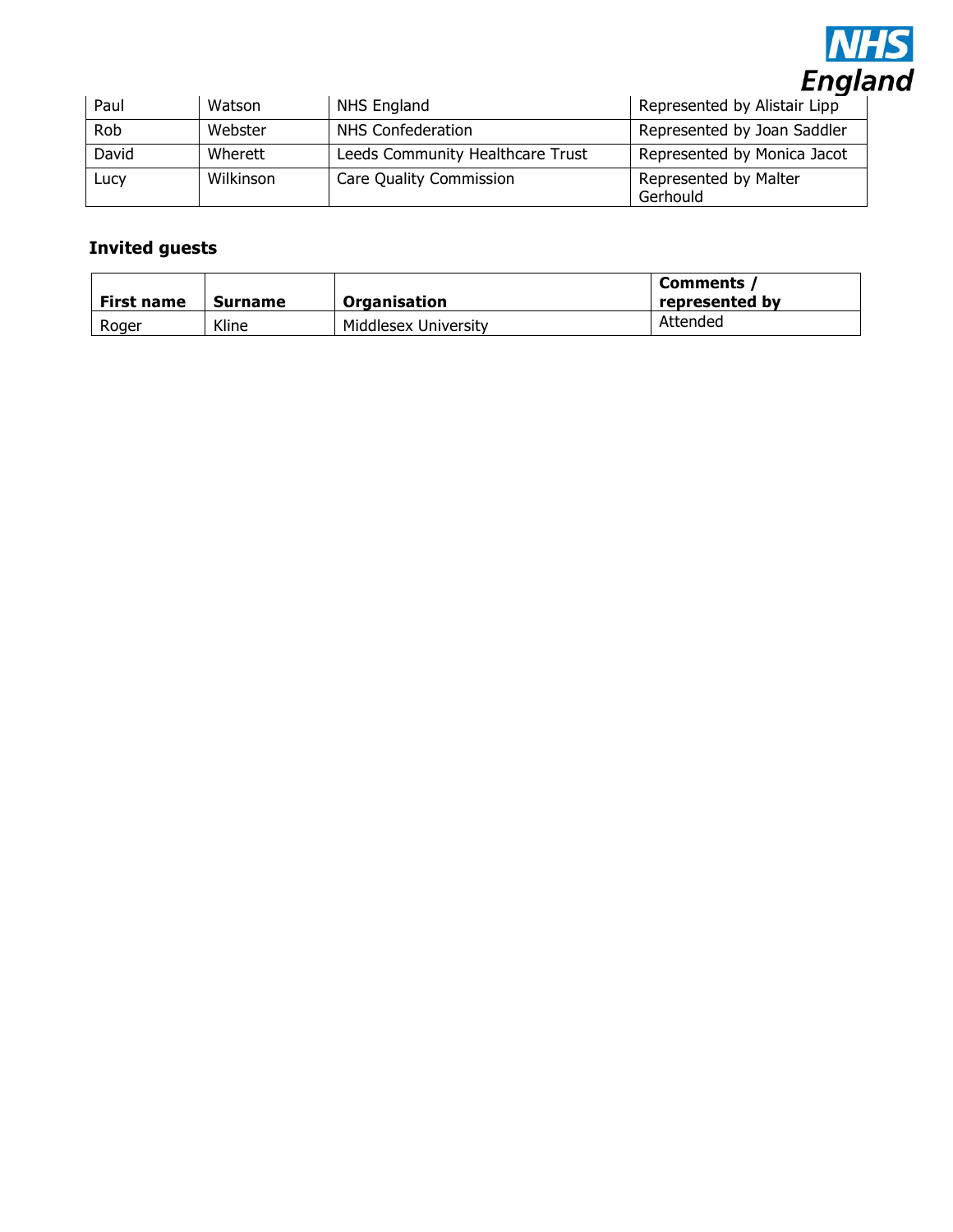| | | | |
|---|---|---|---|
| Paul | Watson | NHS England | Represented by Alistair Lipp |
| Rob | Webster | NHS Confederation | Represented by Joan Saddler |
| David | Wherett | Leeds Community Healthcare Trust | Represented by Monica Jacot |
| Lucy | Wilkinson | Care Quality Commission | Represented by Malter Gerhould |

### Invited guests

| First name | Surname | Organisation | Comments / represented by |
|---|---|---|---|
| Roger | Kline | Middlesex University | Attended |